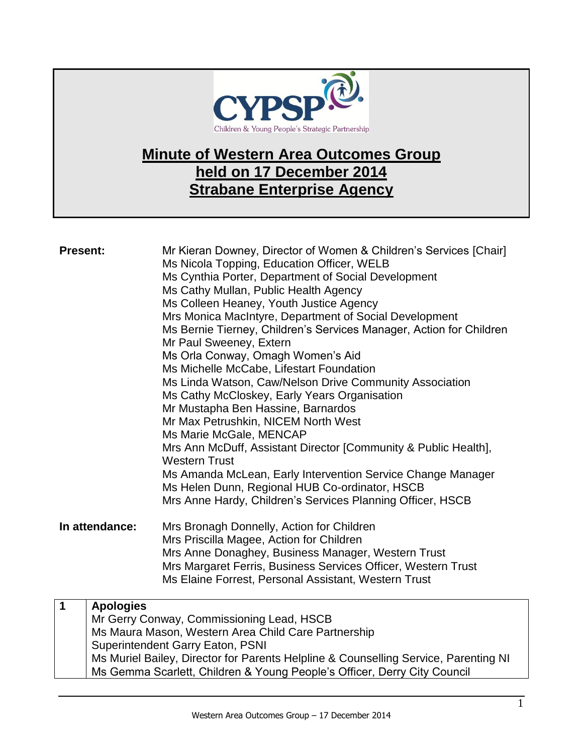CYPSP
Children & Young People's Strategic Partnership

# Minute of Western Area Outcomes Group held on 17 December 2014 Strabane Enterprise Agency

**Present:**

Mr Kieran Downey, Director of Women & Children's Services [Chair]
Ms Nicola Topping, Education Officer, WELB
Ms Cynthia Porter, Department of Social Development
Ms Cathy Mullan, Public Health Agency
Ms Colleen Heaney, Youth Justice Agency
Mrs Monica MacIntyre, Department of Social Development
Ms Bernie Tierney, Children's Services Manager, Action for Children
Mr Paul Sweeney, Extern
Ms Orla Conway, Omagh Women's Aid
Ms Michelle McCabe, Lifestart Foundation
Ms Linda Watson, Caw/Nelson Drive Community Association
Ms Cathy McCloskey, Early Years Organisation
Mr Mustapha Ben Hassine, Barnardos
Mr Max Petrushkin, NICEM North West
Ms Marie McGale, MENCAP
Mrs Ann McDuff, Assistant Director [Community & Public Health], Western Trust
Ms Amanda McLean, Early Intervention Service Change Manager
Ms Helen Dunn, Regional HUB Co-ordinator, HSCB
Mrs Anne Hardy, Children's Services Planning Officer, HSCB

**In attendance:**

Mrs Bronagh Donnelly, Action for Children
Mrs Priscilla Magee, Action for Children
Mrs Anne Donaghey, Business Manager, Western Trust
Mrs Margaret Ferris, Business Services Officer, Western Trust
Ms Elaine Forrest, Personal Assistant, Western Trust

| 1 | **Apologies**<br>Mr Gerry Conway, Commissioning Lead, HSCB<br>Ms Maura Mason, Western Area Child Care Partnership<br>Superintendent Garry Eaton, PSNI<br>Ms Muriel Bailey, Director for Parents Helpline & Counselling Service, Parenting NI<br>Ms Gemma Scarlett, Children & Young People's Officer, Derry City Council |
|---|---|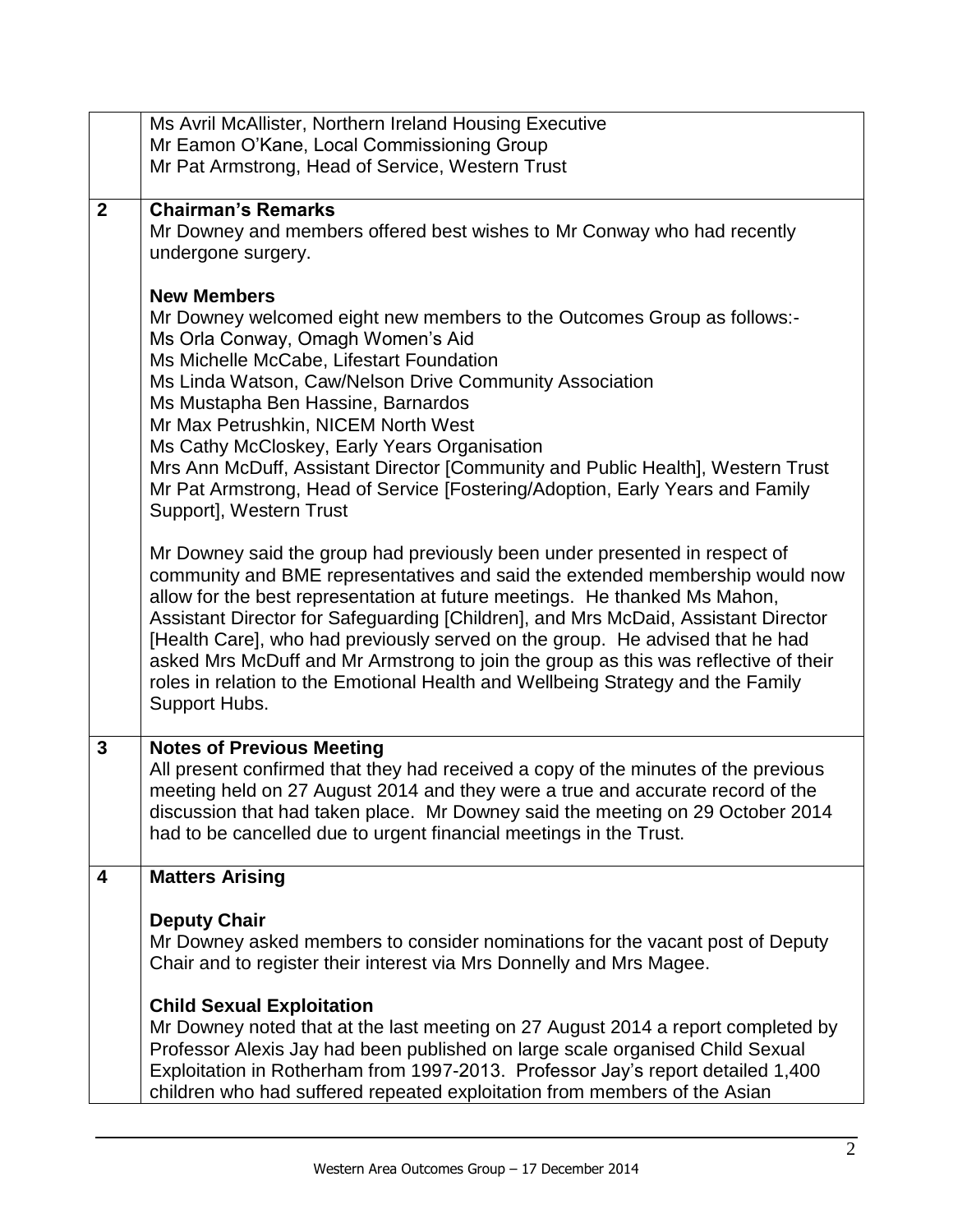| | |
|---|---|
| | Ms Avril McAllister, Northern Ireland Housing Executive<br>Mr Eamon O'Kane, Local Commissioning Group<br>Mr Pat Armstrong, Head of Service, Western Trust |
| **2** | **Chairman's Remarks**<br>Mr Downey and members offered best wishes to Mr Conway who had recently undergone surgery.<br><br>**New Members**<br>Mr Downey welcomed eight new members to the Outcomes Group as follows:-<br>Ms Orla Conway, Omagh Women's Aid<br>Ms Michelle McCabe, Lifestart Foundation<br>Ms Linda Watson, Caw/Nelson Drive Community Association<br>Ms Mustapha Ben Hassine, Barnardos<br>Mr Max Petrushkin, NICEM North West<br>Ms Cathy McCloskey, Early Years Organisation<br>Mrs Ann McDuff, Assistant Director [Community and Public Health], Western Trust<br>Mr Pat Armstrong, Head of Service [Fostering/Adoption, Early Years and Family Support], Western Trust<br><br>Mr Downey said the group had previously been under presented in respect of community and BME representatives and said the extended membership would now allow for the best representation at future meetings. He thanked Ms Mahon, Assistant Director for Safeguarding [Children], and Mrs McDaid, Assistant Director [Health Care], who had previously served on the group. He advised that he had asked Mrs McDuff and Mr Armstrong to join the group as this was reflective of their roles in relation to the Emotional Health and Wellbeing Strategy and the Family Support Hubs. |
| **3** | **Notes of Previous Meeting**<br>All present confirmed that they had received a copy of the minutes of the previous meeting held on 27 August 2014 and they were a true and accurate record of the discussion that had taken place. Mr Downey said the meeting on 29 October 2014 had to be cancelled due to urgent financial meetings in the Trust. |
| **4** | **Matters Arising**<br><br>**Deputy Chair**<br>Mr Downey asked members to consider nominations for the vacant post of Deputy Chair and to register their interest via Mrs Donnelly and Mrs Magee.<br><br>**Child Sexual Exploitation**<br>Mr Downey noted that at the last meeting on 27 August 2014 a report completed by Professor Alexis Jay had been published on large scale organised Child Sexual Exploitation in Rotherham from 1997-2013. Professor Jay's report detailed 1,400 children who had suffered repeated exploitation from members of the Asian |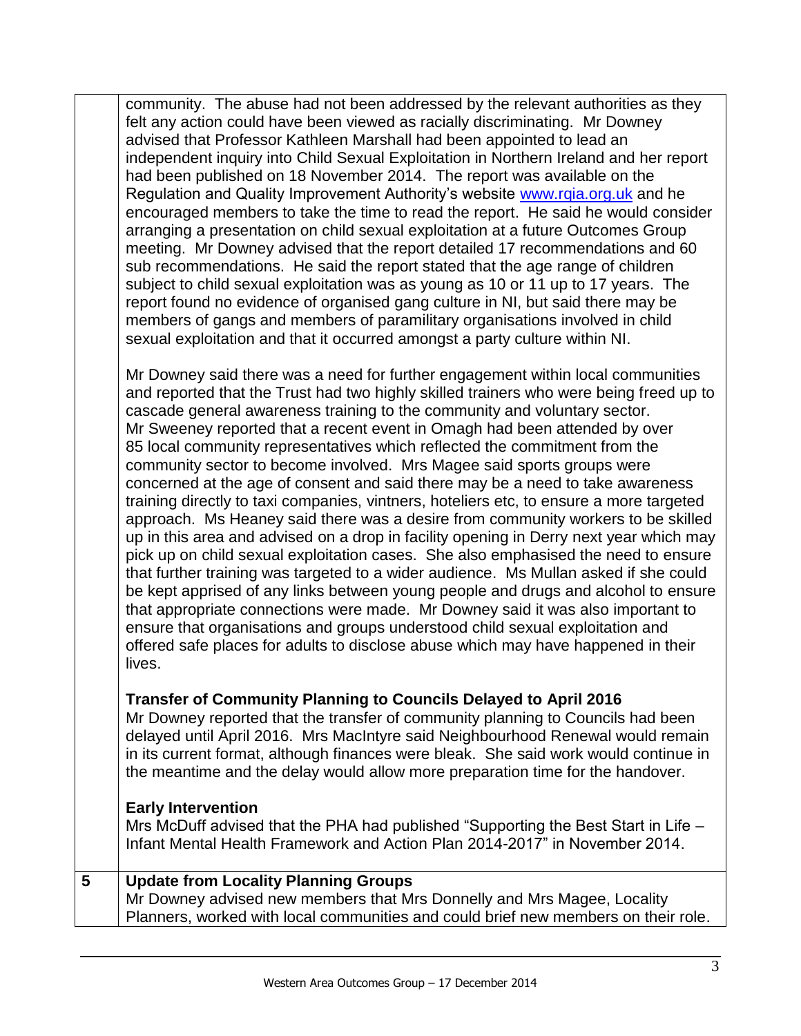community. The abuse had not been addressed by the relevant authorities as they felt any action could have been viewed as racially discriminating. Mr Downey advised that Professor Kathleen Marshall had been appointed to lead an independent inquiry into Child Sexual Exploitation in Northern Ireland and her report had been published on 18 November 2014. The report was available on the Regulation and Quality Improvement Authority's website [www.rqia.org.uk](http://www.rqia.org.uk) and he encouraged members to take the time to read the report. He said he would consider arranging a presentation on child sexual exploitation at a future Outcomes Group meeting. Mr Downey advised that the report detailed 17 recommendations and 60 sub recommendations. He said the report stated that the age range of children subject to child sexual exploitation was as young as 10 or 11 up to 17 years. The report found no evidence of organised gang culture in NI, but said there may be members of gangs and members of paramilitary organisations involved in child sexual exploitation and that it occurred amongst a party culture within NI.

Mr Downey said there was a need for further engagement within local communities and reported that the Trust had two highly skilled trainers who were being freed up to cascade general awareness training to the community and voluntary sector. Mr Sweeney reported that a recent event in Omagh had been attended by over 85 local community representatives which reflected the commitment from the community sector to become involved. Mrs Magee said sports groups were concerned at the age of consent and said there may be a need to take awareness training directly to taxi companies, vintners, hoteliers etc, to ensure a more targeted approach. Ms Heaney said there was a desire from community workers to be skilled up in this area and advised on a drop in facility opening in Derry next year which may pick up on child sexual exploitation cases. She also emphasised the need to ensure that further training was targeted to a wider audience. Ms Mullan asked if she could be kept apprised of any links between young people and drugs and alcohol to ensure that appropriate connections were made. Mr Downey said it was also important to ensure that organisations and groups understood child sexual exploitation and offered safe places for adults to disclose abuse which may have happened in their lives.

**Transfer of Community Planning to Councils Delayed to April 2016**

Mr Downey reported that the transfer of community planning to Councils had been delayed until April 2016. Mrs MacIntyre said Neighbourhood Renewal would remain in its current format, although finances were bleak. She said work would continue in the meantime and the delay would allow more preparation time for the handover.

**Early Intervention**

Mrs McDuff advised that the PHA had published "Supporting the Best Start in Life – Infant Mental Health Framework and Action Plan 2014-2017" in November 2014.

**5 Update from Locality Planning Groups**

Mr Downey advised new members that Mrs Donnelly and Mrs Magee, Locality Planners, worked with local communities and could brief new members on their role.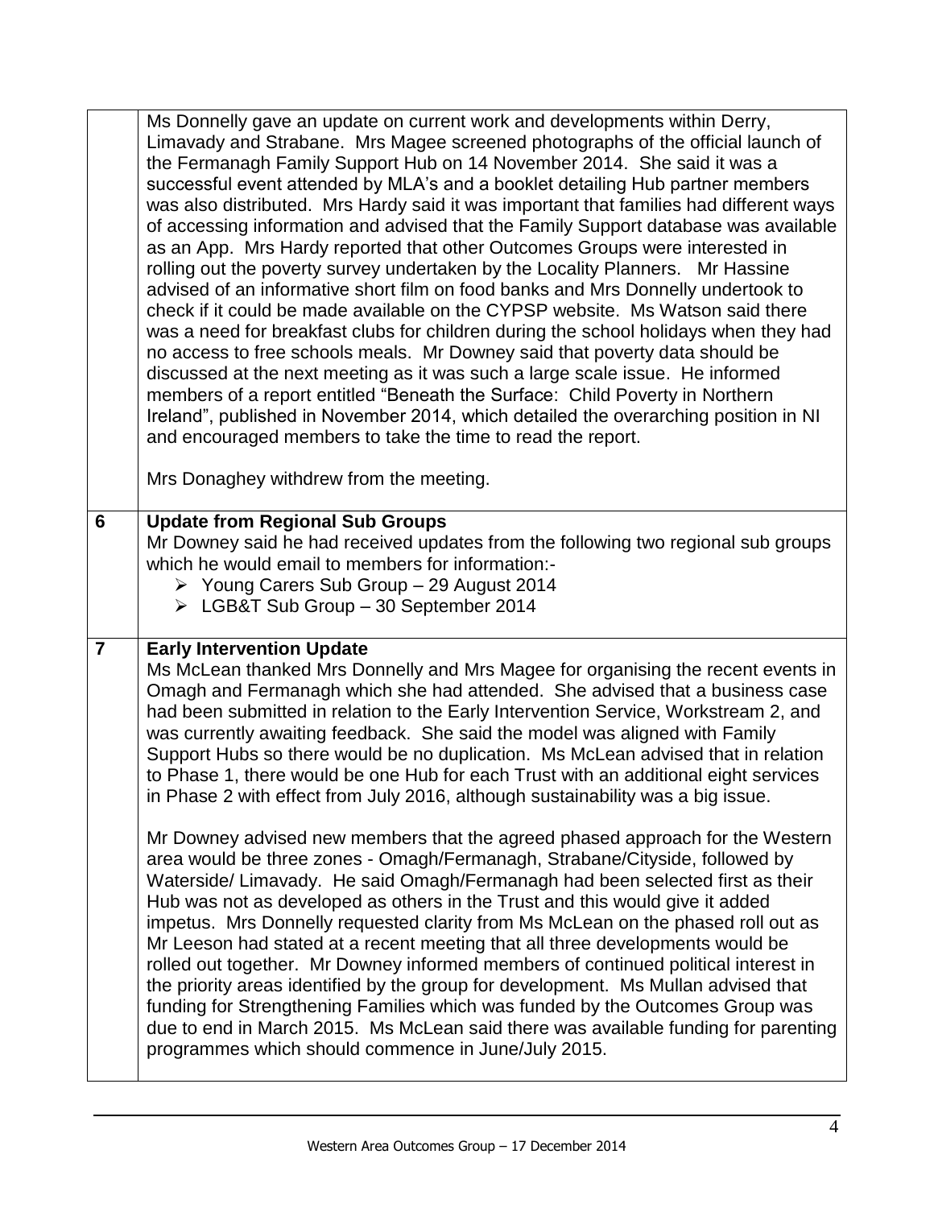| | |
|---|---|
| | Ms Donnelly gave an update on current work and developments within Derry, Limavady and Strabane. Mrs Magee screened photographs of the official launch of the Fermanagh Family Support Hub on 14 November 2014. She said it was a successful event attended by MLA's and a booklet detailing Hub partner members was also distributed. Mrs Hardy said it was important that families had different ways of accessing information and advised that the Family Support database was available as an App. Mrs Hardy reported that other Outcomes Groups were interested in rolling out the poverty survey undertaken by the Locality Planners. Mr Hassine advised of an informative short film on food banks and Mrs Donnelly undertook to check if it could be made available on the CYPSP website. Ms Watson said there was a need for breakfast clubs for children during the school holidays when they had no access to free schools meals. Mr Downey said that poverty data should be discussed at the next meeting as it was such a large scale issue. He informed members of a report entitled "Beneath the Surface: Child Poverty in Northern Ireland", published in November 2014, which detailed the overarching position in NI and encouraged members to take the time to read the report.<br><br>Mrs Donaghey withdrew from the meeting. |
| **6** | **Update from Regional Sub Groups**<br>Mr Downey said he had received updates from the following two regional sub groups which he would email to members for information:-<br>➢ Young Carers Sub Group – 29 August 2014<br>➢ LGB&T Sub Group – 30 September 2014 |
| **7** | **Early Intervention Update**<br>Ms McLean thanked Mrs Donnelly and Mrs Magee for organising the recent events in Omagh and Fermanagh which she had attended. She advised that a business case had been submitted in relation to the Early Intervention Service, Workstream 2, and was currently awaiting feedback. She said the model was aligned with Family Support Hubs so there would be no duplication. Ms McLean advised that in relation to Phase 1, there would be one Hub for each Trust with an additional eight services in Phase 2 with effect from July 2016, although sustainability was a big issue.<br><br>Mr Downey advised new members that the agreed phased approach for the Western area would be three zones - Omagh/Fermanagh, Strabane/Cityside, followed by Waterside/ Limavady. He said Omagh/Fermanagh had been selected first as their Hub was not as developed as others in the Trust and this would give it added impetus. Mrs Donnelly requested clarity from Ms McLean on the phased roll out as Mr Leeson had stated at a recent meeting that all three developments would be rolled out together. Mr Downey informed members of continued political interest in the priority areas identified by the group for development. Ms Mullan advised that funding for Strengthening Families which was funded by the Outcomes Group was due to end in March 2015. Ms McLean said there was available funding for parenting programmes which should commence in June/July 2015. |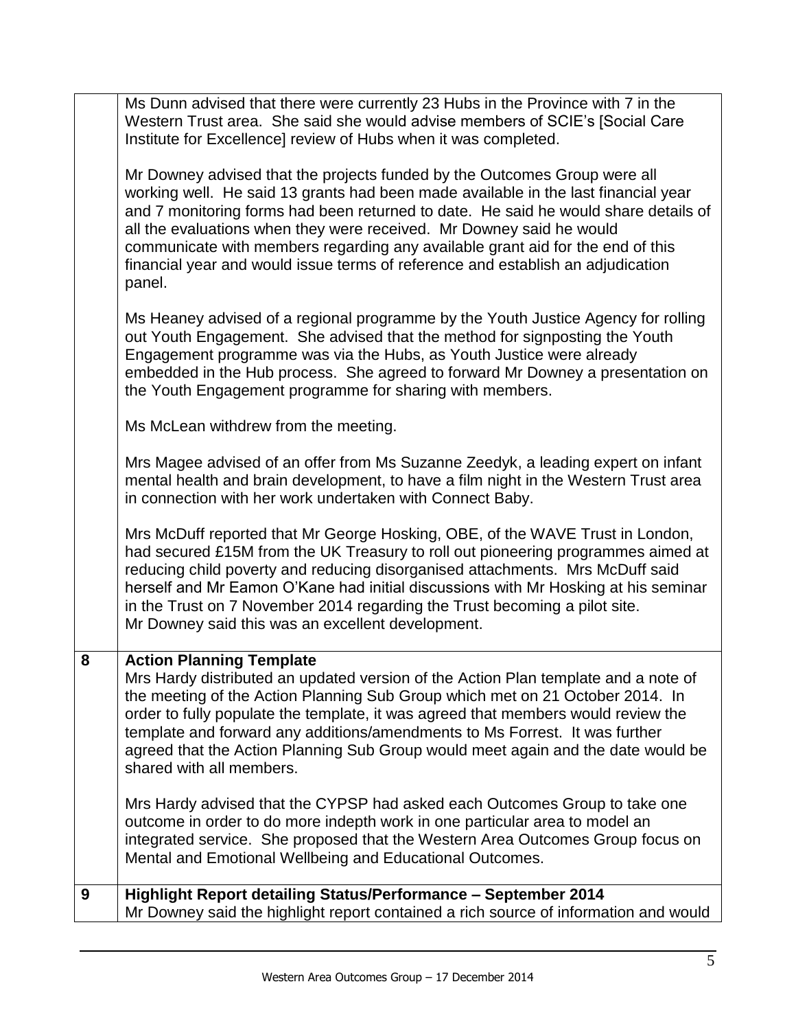| | |
|---|---|
| | Ms Dunn advised that there were currently 23 Hubs in the Province with 7 in the Western Trust area. She said she would advise members of SCIE's [Social Care Institute for Excellence] review of Hubs when it was completed.<br><br>Mr Downey advised that the projects funded by the Outcomes Group were all working well. He said 13 grants had been made available in the last financial year and 7 monitoring forms had been returned to date. He said he would share details of all the evaluations when they were received. Mr Downey said he would communicate with members regarding any available grant aid for the end of this financial year and would issue terms of reference and establish an adjudication panel.<br><br>Ms Heaney advised of a regional programme by the Youth Justice Agency for rolling out Youth Engagement. She advised that the method for signposting the Youth Engagement programme was via the Hubs, as Youth Justice were already embedded in the Hub process. She agreed to forward Mr Downey a presentation on the Youth Engagement programme for sharing with members.<br><br>Ms McLean withdrew from the meeting.<br><br>Mrs Magee advised of an offer from Ms Suzanne Zeedyk, a leading expert on infant mental health and brain development, to have a film night in the Western Trust area in connection with her work undertaken with Connect Baby.<br><br>Mrs McDuff reported that Mr George Hosking, OBE, of the WAVE Trust in London, had secured £15M from the UK Treasury to roll out pioneering programmes aimed at reducing child poverty and reducing disorganised attachments. Mrs McDuff said herself and Mr Eamon O'Kane had initial discussions with Mr Hosking at his seminar in the Trust on 7 November 2014 regarding the Trust becoming a pilot site.<br>Mr Downey said this was an excellent development. |
| **8** | **Action Planning Template**<br>Mrs Hardy distributed an updated version of the Action Plan template and a note of the meeting of the Action Planning Sub Group which met on 21 October 2014. In order to fully populate the template, it was agreed that members would review the template and forward any additions/amendments to Ms Forrest. It was further agreed that the Action Planning Sub Group would meet again and the date would be shared with all members.<br><br>Mrs Hardy advised that the CYPSP had asked each Outcomes Group to take one outcome in order to do more indepth work in one particular area to model an integrated service. She proposed that the Western Area Outcomes Group focus on Mental and Emotional Wellbeing and Educational Outcomes. |
| **9** | **Highlight Report detailing Status/Performance – September 2014**<br>Mr Downey said the highlight report contained a rich source of information and would |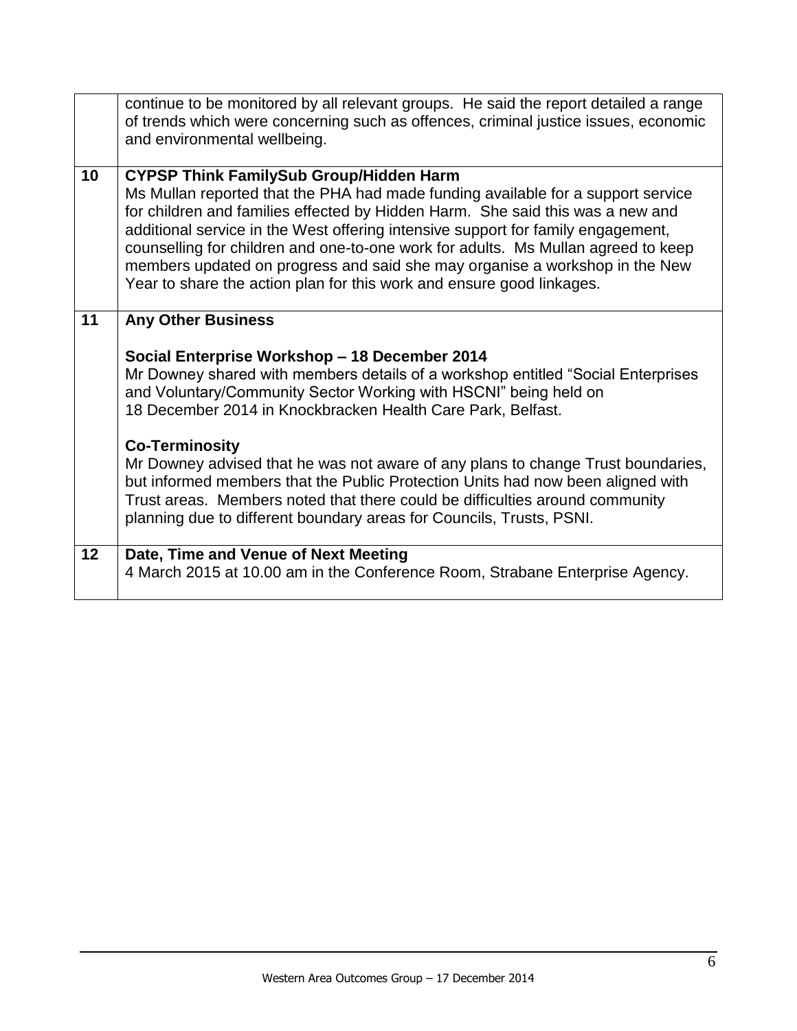| | |
|---|---|
| | continue to be monitored by all relevant groups. He said the report detailed a range of trends which were concerning such as offences, criminal justice issues, economic and environmental wellbeing. |
| **10** | **CYPSP Think FamilySub Group/Hidden Harm**<br>Ms Mullan reported that the PHA had made funding available for a support service for children and families effected by Hidden Harm. She said this was a new and additional service in the West offering intensive support for family engagement, counselling for children and one-to-one work for adults. Ms Mullan agreed to keep members updated on progress and said she may organise a workshop in the New Year to share the action plan for this work and ensure good linkages. |
| **11** | **Any Other Business**<br><br>**Social Enterprise Workshop – 18 December 2014**<br>Mr Downey shared with members details of a workshop entitled "Social Enterprises and Voluntary/Community Sector Working with HSCNI" being held on 18 December 2014 in Knockbracken Health Care Park, Belfast.<br><br>**Co-Terminosity**<br>Mr Downey advised that he was not aware of any plans to change Trust boundaries, but informed members that the Public Protection Units had now been aligned with Trust areas. Members noted that there could be difficulties around community planning due to different boundary areas for Councils, Trusts, PSNI. |
| **12** | **Date, Time and Venue of Next Meeting**<br>4 March 2015 at 10.00 am in the Conference Room, Strabane Enterprise Agency. |